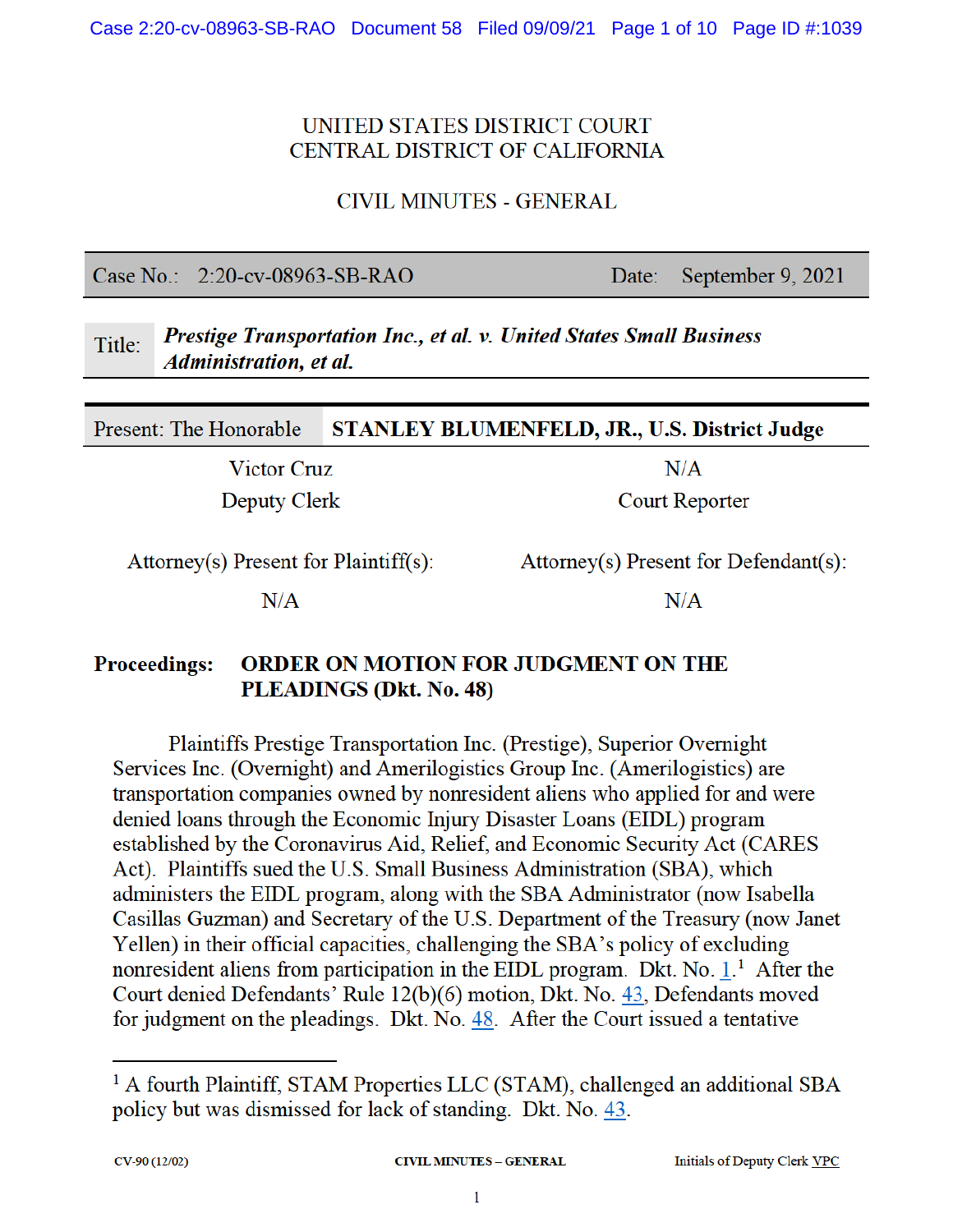UNITED STATES DISTRICT COURT
CENTRAL DISTRICT OF CALIFORNIA

CIVIL MINUTES - GENERAL

| Case No.: 2:20-cv-08963-SB-RAO | Date: September 9, 2021 |
|---|---|

**Title:** ***Prestige Transportation Inc., et al. v. United States Small Business Administration, et al.***

Present: The Honorable **STANLEY BLUMENFELD, JR., U.S. District Judge**

| Victor Cruz | N/A |
|---|---|
| Deputy Clerk | Court Reporter |

| Attorney(s) Present for Plaintiff(s): | Attorney(s) Present for Defendant(s): |
|---|---|
| N/A | N/A |

**Proceedings: ORDER ON MOTION FOR JUDGMENT ON THE PLEADINGS (Dkt. No. 48)**

Plaintiffs Prestige Transportation Inc. (Prestige), Superior Overnight Services Inc. (Overnight) and Amerilogistics Group Inc. (Amerilogistics) are transportation companies owned by nonresident aliens who applied for and were denied loans through the Economic Injury Disaster Loans (EIDL) program established by the Coronavirus Aid, Relief, and Economic Security Act (CARES Act). Plaintiffs sued the U.S. Small Business Administration (SBA), which administers the EIDL program, along with the SBA Administrator (now Isabella Casillas Guzman) and Secretary of the U.S. Department of the Treasury (now Janet Yellen) in their official capacities, challenging the SBA's policy of excluding nonresident aliens from participation in the EIDL program. Dkt. No. 1.[1] After the Court denied Defendants' Rule 12(b)(6) motion, Dkt. No. 43, Defendants moved for judgment on the pleadings. Dkt. No. 48. After the Court issued a tentative

---

[1] A fourth Plaintiff, STAM Properties LLC (STAM), challenged an additional SBA policy but was dismissed for lack of standing. Dkt. No. 43.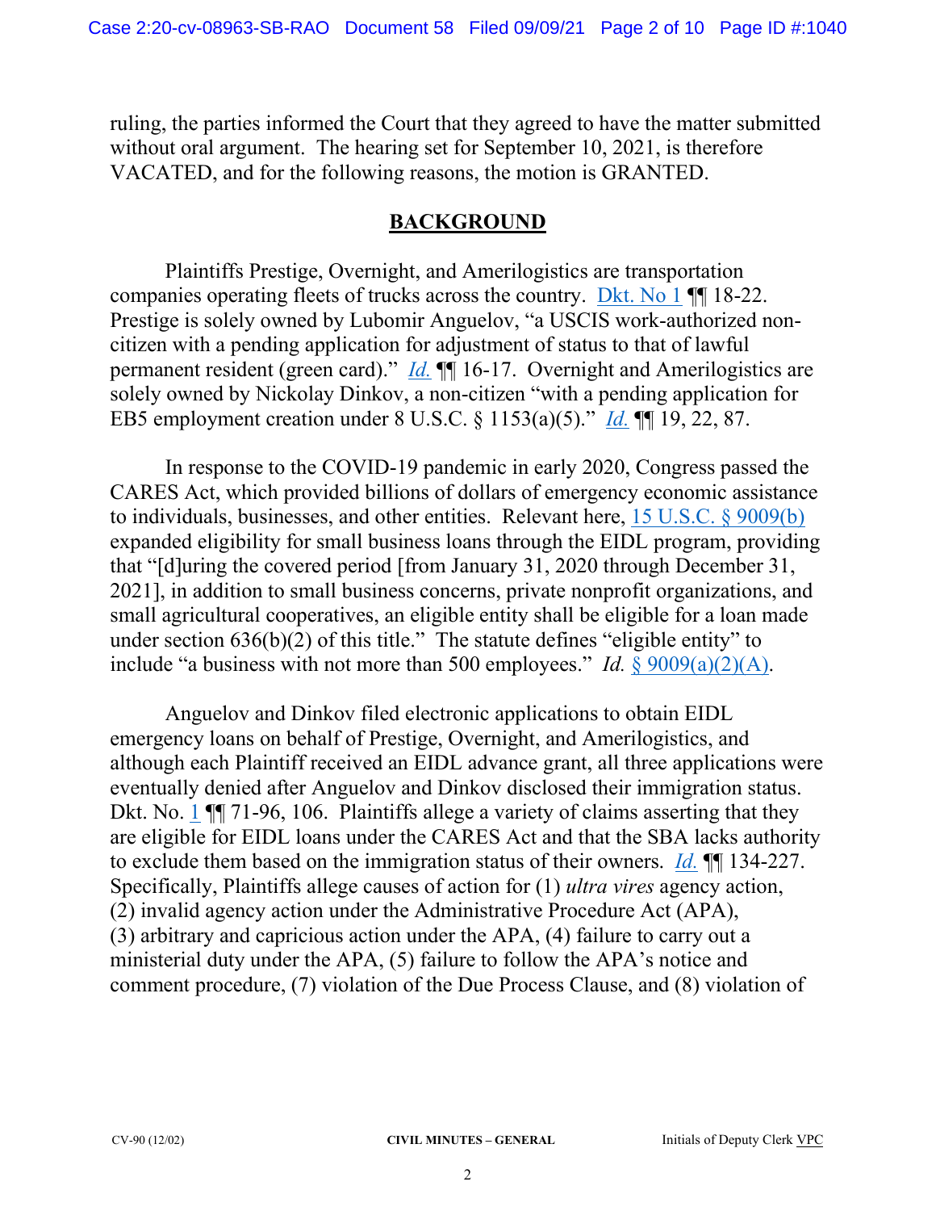ruling, the parties informed the Court that they agreed to have the matter submitted without oral argument. The hearing set for September 10, 2021, is therefore VACATED, and for the following reasons, the motion is GRANTED.

## BACKGROUND

Plaintiffs Prestige, Overnight, and Amerilogistics are transportation companies operating fleets of trucks across the country. Dkt. No 1 ¶¶ 18-22. Prestige is solely owned by Lubomir Anguelov, "a USCIS work-authorized non-citizen with a pending application for adjustment of status to that of lawful permanent resident (green card)." *Id.* ¶¶ 16-17. Overnight and Amerilogistics are solely owned by Nickolay Dinkov, a non-citizen "with a pending application for EB5 employment creation under 8 U.S.C. § 1153(a)(5)." *Id.* ¶¶ 19, 22, 87.

In response to the COVID-19 pandemic in early 2020, Congress passed the CARES Act, which provided billions of dollars of emergency economic assistance to individuals, businesses, and other entities. Relevant here, 15 U.S.C. § 9009(b) expanded eligibility for small business loans through the EIDL program, providing that "[d]uring the covered period [from January 31, 2020 through December 31, 2021], in addition to small business concerns, private nonprofit organizations, and small agricultural cooperatives, an eligible entity shall be eligible for a loan made under section 636(b)(2) of this title." The statute defines "eligible entity" to include "a business with not more than 500 employees." *Id.* § 9009(a)(2)(A).

Anguelov and Dinkov filed electronic applications to obtain EIDL emergency loans on behalf of Prestige, Overnight, and Amerilogistics, and although each Plaintiff received an EIDL advance grant, all three applications were eventually denied after Anguelov and Dinkov disclosed their immigration status. Dkt. No. 1 ¶¶ 71-96, 106. Plaintiffs allege a variety of claims asserting that they are eligible for EIDL loans under the CARES Act and that the SBA lacks authority to exclude them based on the immigration status of their owners. *Id.* ¶¶ 134-227. Specifically, Plaintiffs allege causes of action for (1) *ultra vires* agency action, (2) invalid agency action under the Administrative Procedure Act (APA), (3) arbitrary and capricious action under the APA, (4) failure to carry out a ministerial duty under the APA, (5) failure to follow the APA's notice and comment procedure, (7) violation of the Due Process Clause, and (8) violation of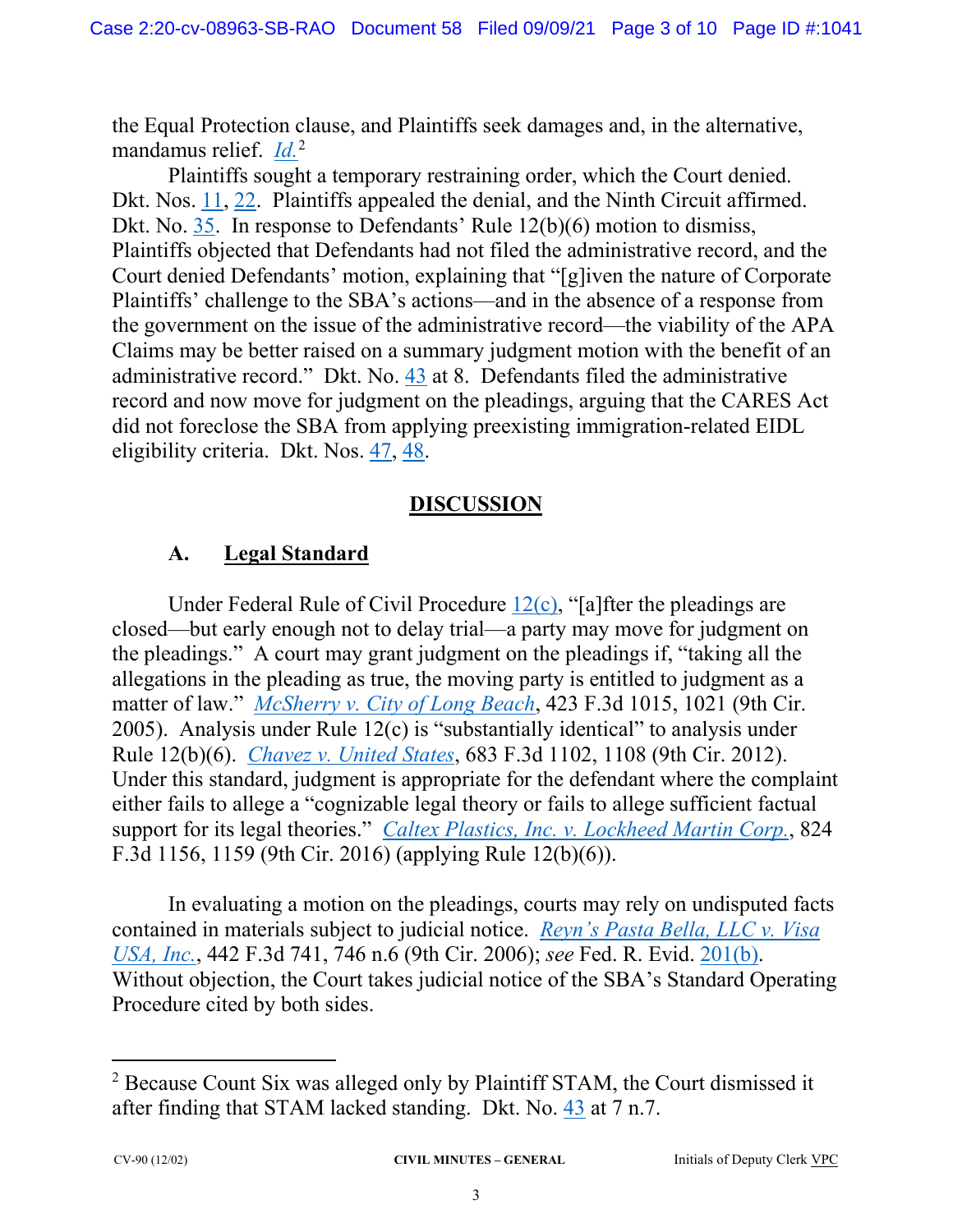the Equal Protection clause, and Plaintiffs seek damages and, in the alternative, mandamus relief. *Id.*[2]

Plaintiffs sought a temporary restraining order, which the Court denied. Dkt. Nos. 11, 22. Plaintiffs appealed the denial, and the Ninth Circuit affirmed. Dkt. No. 35. In response to Defendants' Rule 12(b)(6) motion to dismiss, Plaintiffs objected that Defendants had not filed the administrative record, and the Court denied Defendants' motion, explaining that "[g]iven the nature of Corporate Plaintiffs' challenge to the SBA's actions—and in the absence of a response from the government on the issue of the administrative record—the viability of the APA Claims may be better raised on a summary judgment motion with the benefit of an administrative record." Dkt. No. 43 at 8. Defendants filed the administrative record and now move for judgment on the pleadings, arguing that the CARES Act did not foreclose the SBA from applying preexisting immigration-related EIDL eligibility criteria. Dkt. Nos. 47, 48.

## DISCUSSION

### A. Legal Standard

Under Federal Rule of Civil Procedure 12(c), "[a]fter the pleadings are closed—but early enough not to delay trial—a party may move for judgment on the pleadings." A court may grant judgment on the pleadings if, "taking all the allegations in the pleading as true, the moving party is entitled to judgment as a matter of law." *McSherry v. City of Long Beach*, 423 F.3d 1015, 1021 (9th Cir. 2005). Analysis under Rule 12(c) is "substantially identical" to analysis under Rule 12(b)(6). *Chavez v. United States*, 683 F.3d 1102, 1108 (9th Cir. 2012). Under this standard, judgment is appropriate for the defendant where the complaint either fails to allege a "cognizable legal theory or fails to allege sufficient factual support for its legal theories." *Caltex Plastics, Inc. v. Lockheed Martin Corp.*, 824 F.3d 1156, 1159 (9th Cir. 2016) (applying Rule 12(b)(6)).

In evaluating a motion on the pleadings, courts may rely on undisputed facts contained in materials subject to judicial notice. *Reyn's Pasta Bella, LLC v. Visa USA, Inc.*, 442 F.3d 741, 746 n.6 (9th Cir. 2006); *see* Fed. R. Evid. 201(b). Without objection, the Court takes judicial notice of the SBA's Standard Operating Procedure cited by both sides.

---

[2] Because Count Six was alleged only by Plaintiff STAM, the Court dismissed it after finding that STAM lacked standing. Dkt. No. 43 at 7 n.7.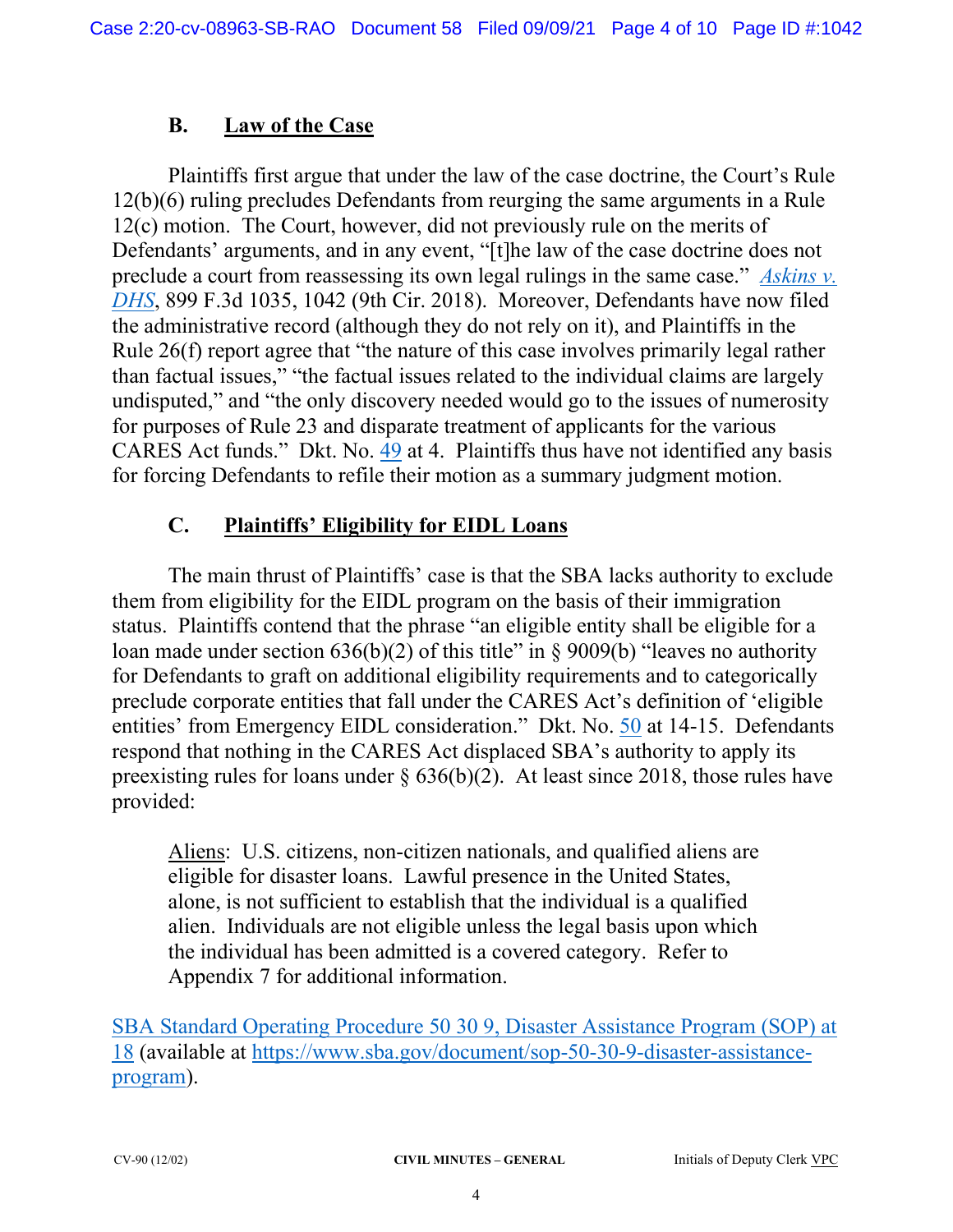### B. Law of the Case

Plaintiffs first argue that under the law of the case doctrine, the Court's Rule 12(b)(6) ruling precludes Defendants from reurging the same arguments in a Rule 12(c) motion. The Court, however, did not previously rule on the merits of Defendants' arguments, and in any event, "[t]he law of the case doctrine does not preclude a court from reassessing its own legal rulings in the same case." *Askins v. DHS*, 899 F.3d 1035, 1042 (9th Cir. 2018). Moreover, Defendants have now filed the administrative record (although they do not rely on it), and Plaintiffs in the Rule 26(f) report agree that "the nature of this case involves primarily legal rather than factual issues," "the factual issues related to the individual claims are largely undisputed," and "the only discovery needed would go to the issues of numerosity for purposes of Rule 23 and disparate treatment of applicants for the various CARES Act funds." Dkt. No. 49 at 4. Plaintiffs thus have not identified any basis for forcing Defendants to refile their motion as a summary judgment motion.

### C. Plaintiffs' Eligibility for EIDL Loans

The main thrust of Plaintiffs' case is that the SBA lacks authority to exclude them from eligibility for the EIDL program on the basis of their immigration status. Plaintiffs contend that the phrase "an eligible entity shall be eligible for a loan made under section 636(b)(2) of this title" in § 9009(b) "leaves no authority for Defendants to graft on additional eligibility requirements and to categorically preclude corporate entities that fall under the CARES Act's definition of 'eligible entities' from Emergency EIDL consideration." Dkt. No. 50 at 14-15. Defendants respond that nothing in the CARES Act displaced SBA's authority to apply its preexisting rules for loans under § 636(b)(2). At least since 2018, those rules have provided:

> Aliens: U.S. citizens, non-citizen nationals, and qualified aliens are eligible for disaster loans. Lawful presence in the United States, alone, is not sufficient to establish that the individual is a qualified alien. Individuals are not eligible unless the legal basis upon which the individual has been admitted is a covered category. Refer to Appendix 7 for additional information.

SBA Standard Operating Procedure 50 30 9, Disaster Assistance Program (SOP) at 18 (available at https://www.sba.gov/document/sop-50-30-9-disaster-assistance-program).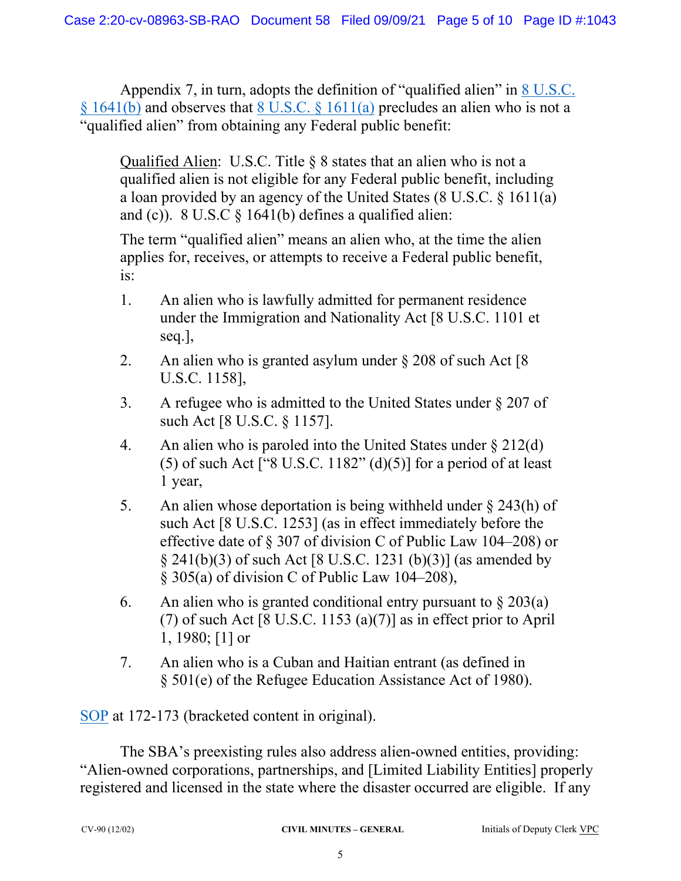Appendix 7, in turn, adopts the definition of "qualified alien" in 8 U.S.C. § 1641(b) and observes that 8 U.S.C. § 1611(a) precludes an alien who is not a "qualified alien" from obtaining any Federal public benefit:

> Qualified Alien: U.S.C. Title § 8 states that an alien who is not a qualified alien is not eligible for any Federal public benefit, including a loan provided by an agency of the United States (8 U.S.C. § 1611(a) and (c)). 8 U.S.C § 1641(b) defines a qualified alien:
>
> The term "qualified alien" means an alien who, at the time the alien applies for, receives, or attempts to receive a Federal public benefit, is:
>
> 1. An alien who is lawfully admitted for permanent residence under the Immigration and Nationality Act [8 U.S.C. 1101 et seq.],
> 2. An alien who is granted asylum under § 208 of such Act [8 U.S.C. 1158],
> 3. A refugee who is admitted to the United States under § 207 of such Act [8 U.S.C. § 1157].
> 4. An alien who is paroled into the United States under § 212(d)(5) of such Act ["8 U.S.C. 1182" (d)(5)] for a period of at least 1 year,
> 5. An alien whose deportation is being withheld under § 243(h) of such Act [8 U.S.C. 1253] (as in effect immediately before the effective date of § 307 of division C of Public Law 104–208) or § 241(b)(3) of such Act [8 U.S.C. 1231 (b)(3)] (as amended by § 305(a) of division C of Public Law 104–208),
> 6. An alien who is granted conditional entry pursuant to § 203(a)(7) of such Act [8 U.S.C. 1153 (a)(7)] as in effect prior to April 1, 1980; [1] or
> 7. An alien who is a Cuban and Haitian entrant (as defined in § 501(e) of the Refugee Education Assistance Act of 1980).

SOP at 172-173 (bracketed content in original).

The SBA's preexisting rules also address alien-owned entities, providing: "Alien-owned corporations, partnerships, and [Limited Liability Entities] properly registered and licensed in the state where the disaster occurred are eligible. If any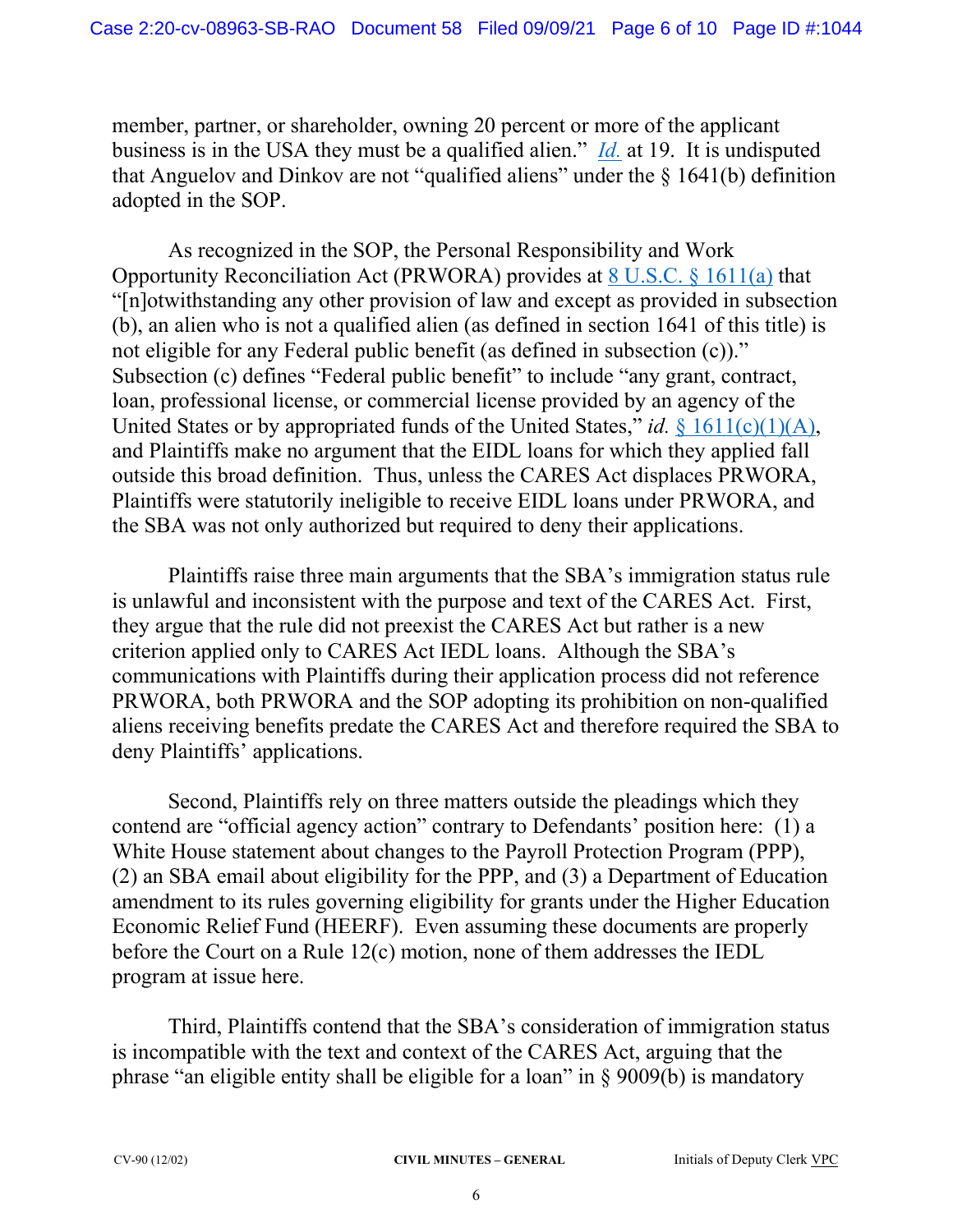member, partner, or shareholder, owning 20 percent or more of the applicant business is in the USA they must be a qualified alien." *Id.* at 19. It is undisputed that Anguelov and Dinkov are not "qualified aliens" under the § 1641(b) definition adopted in the SOP.

As recognized in the SOP, the Personal Responsibility and Work Opportunity Reconciliation Act (PRWORA) provides at 8 U.S.C. § 1611(a) that "[n]otwithstanding any other provision of law and except as provided in subsection (b), an alien who is not a qualified alien (as defined in section 1641 of this title) is not eligible for any Federal public benefit (as defined in subsection (c))." Subsection (c) defines "Federal public benefit" to include "any grant, contract, loan, professional license, or commercial license provided by an agency of the United States or by appropriated funds of the United States," *id.* § 1611(c)(1)(A), and Plaintiffs make no argument that the EIDL loans for which they applied fall outside this broad definition. Thus, unless the CARES Act displaces PRWORA, Plaintiffs were statutorily ineligible to receive EIDL loans under PRWORA, and the SBA was not only authorized but required to deny their applications.

Plaintiffs raise three main arguments that the SBA's immigration status rule is unlawful and inconsistent with the purpose and text of the CARES Act. First, they argue that the rule did not preexist the CARES Act but rather is a new criterion applied only to CARES Act IEDL loans. Although the SBA's communications with Plaintiffs during their application process did not reference PRWORA, both PRWORA and the SOP adopting its prohibition on non-qualified aliens receiving benefits predate the CARES Act and therefore required the SBA to deny Plaintiffs' applications.

Second, Plaintiffs rely on three matters outside the pleadings which they contend are "official agency action" contrary to Defendants' position here: (1) a White House statement about changes to the Payroll Protection Program (PPP), (2) an SBA email about eligibility for the PPP, and (3) a Department of Education amendment to its rules governing eligibility for grants under the Higher Education Economic Relief Fund (HEERF). Even assuming these documents are properly before the Court on a Rule 12(c) motion, none of them addresses the IEDL program at issue here.

Third, Plaintiffs contend that the SBA's consideration of immigration status is incompatible with the text and context of the CARES Act, arguing that the phrase "an eligible entity shall be eligible for a loan" in § 9009(b) is mandatory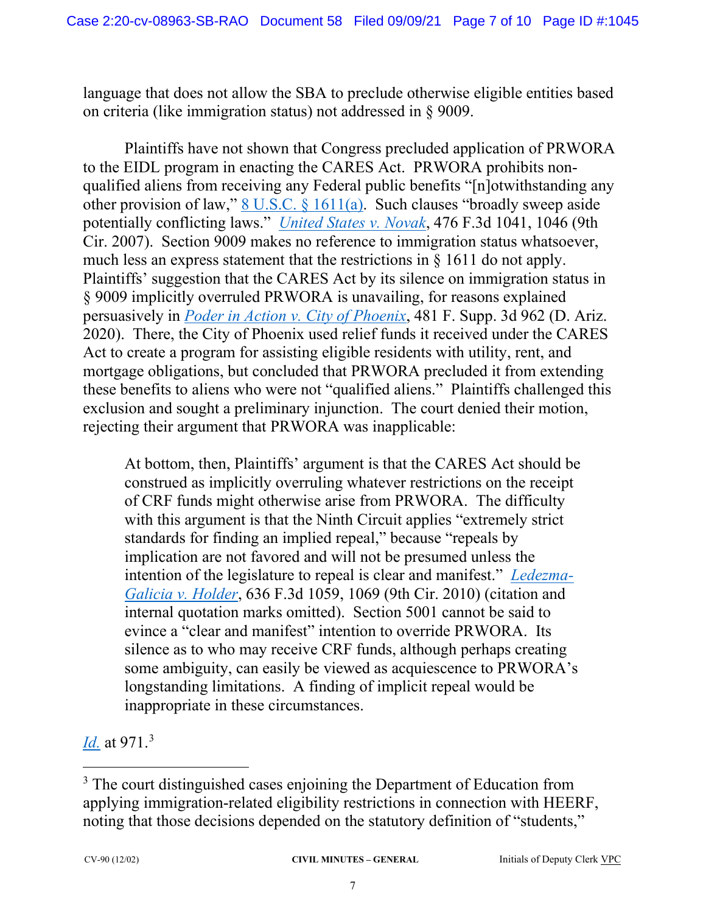language that does not allow the SBA to preclude otherwise eligible entities based on criteria (like immigration status) not addressed in § 9009.

Plaintiffs have not shown that Congress precluded application of PRWORA to the EIDL program in enacting the CARES Act. PRWORA prohibits non-qualified aliens from receiving any Federal public benefits "[n]otwithstanding any other provision of law," 8 U.S.C. § 1611(a). Such clauses "broadly sweep aside potentially conflicting laws." *United States v. Novak*, 476 F.3d 1041, 1046 (9th Cir. 2007). Section 9009 makes no reference to immigration status whatsoever, much less an express statement that the restrictions in § 1611 do not apply. Plaintiffs' suggestion that the CARES Act by its silence on immigration status in § 9009 implicitly overruled PRWORA is unavailing, for reasons explained persuasively in *Poder in Action v. City of Phoenix*, 481 F. Supp. 3d 962 (D. Ariz. 2020). There, the City of Phoenix used relief funds it received under the CARES Act to create a program for assisting eligible residents with utility, rent, and mortgage obligations, but concluded that PRWORA precluded it from extending these benefits to aliens who were not "qualified aliens." Plaintiffs challenged this exclusion and sought a preliminary injunction. The court denied their motion, rejecting their argument that PRWORA was inapplicable:

> At bottom, then, Plaintiffs' argument is that the CARES Act should be construed as implicitly overruling whatever restrictions on the receipt of CRF funds might otherwise arise from PRWORA. The difficulty with this argument is that the Ninth Circuit applies "extremely strict standards for finding an implied repeal," because "repeals by implication are not favored and will not be presumed unless the intention of the legislature to repeal is clear and manifest." *Ledezma-Galicia v. Holder*, 636 F.3d 1059, 1069 (9th Cir. 2010) (citation and internal quotation marks omitted). Section 5001 cannot be said to evince a "clear and manifest" intention to override PRWORA. Its silence as to who may receive CRF funds, although perhaps creating some ambiguity, can easily be viewed as acquiescence to PRWORA's longstanding limitations. A finding of implicit repeal would be inappropriate in these circumstances.

*Id.* at 971.[3]

---

[3] The court distinguished cases enjoining the Department of Education from applying immigration-related eligibility restrictions in connection with HEERF, noting that those decisions depended on the statutory definition of "students,"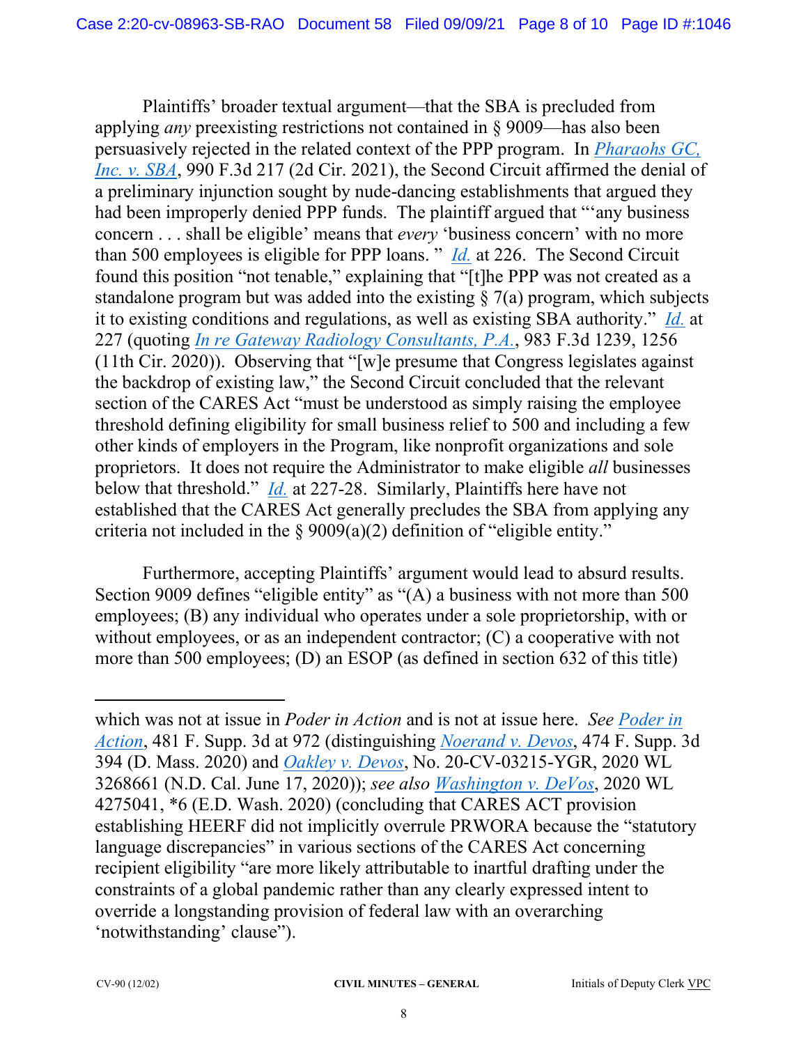Plaintiffs' broader textual argument—that the SBA is precluded from applying *any* preexisting restrictions not contained in § 9009—has also been persuasively rejected in the related context of the PPP program. In *Pharaohs GC, Inc. v. SBA*, 990 F.3d 217 (2d Cir. 2021), the Second Circuit affirmed the denial of a preliminary injunction sought by nude-dancing establishments that argued they had been improperly denied PPP funds. The plaintiff argued that "'any business concern . . . shall be eligible' means that *every* 'business concern' with no more than 500 employees is eligible for PPP loans. " *Id.* at 226. The Second Circuit found this position "not tenable," explaining that "[t]he PPP was not created as a standalone program but was added into the existing § 7(a) program, which subjects it to existing conditions and regulations, as well as existing SBA authority." *Id.* at 227 (quoting *In re Gateway Radiology Consultants, P.A.*, 983 F.3d 1239, 1256 (11th Cir. 2020)). Observing that "[w]e presume that Congress legislates against the backdrop of existing law," the Second Circuit concluded that the relevant section of the CARES Act "must be understood as simply raising the employee threshold defining eligibility for small business relief to 500 and including a few other kinds of employers in the Program, like nonprofit organizations and sole proprietors. It does not require the Administrator to make eligible *all* businesses below that threshold." *Id.* at 227-28. Similarly, Plaintiffs here have not established that the CARES Act generally precludes the SBA from applying any criteria not included in the § 9009(a)(2) definition of "eligible entity."

Furthermore, accepting Plaintiffs' argument would lead to absurd results. Section 9009 defines "eligible entity" as "(A) a business with not more than 500 employees; (B) any individual who operates under a sole proprietorship, with or without employees, or as an independent contractor; (C) a cooperative with not more than 500 employees; (D) an ESOP (as defined in section 632 of this title)

---

which was not at issue in *Poder in Action* and is not at issue here. *See Poder in Action*, 481 F. Supp. 3d at 972 (distinguishing *Noerand v. Devos*, 474 F. Supp. 3d 394 (D. Mass. 2020) and *Oakley v. Devos*, No. 20-CV-03215-YGR, 2020 WL 3268661 (N.D. Cal. June 17, 2020)); *see also Washington v. DeVos*, 2020 WL 4275041, *6 (E.D. Wash. 2020) (concluding that CARES ACT provision establishing HEERF did not implicitly overrule PRWORA because the "statutory language discrepancies" in various sections of the CARES Act concerning recipient eligibility "are more likely attributable to inartful drafting under the constraints of a global pandemic rather than any clearly expressed intent to override a longstanding provision of federal law with an overarching 'notwithstanding' clause").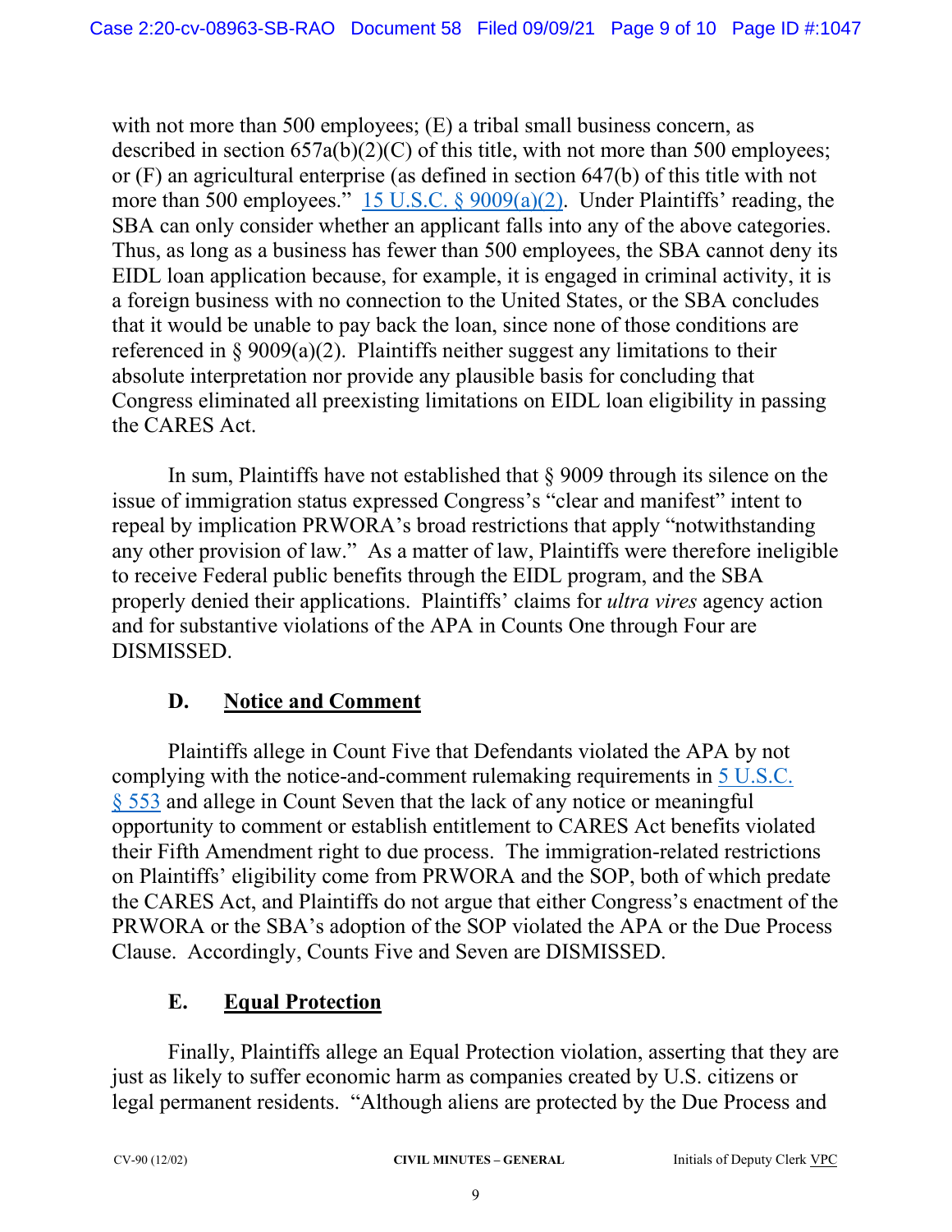with not more than 500 employees; (E) a tribal small business concern, as described in section 657a(b)(2)(C) of this title, with not more than 500 employees; or (F) an agricultural enterprise (as defined in section 647(b) of this title with not more than 500 employees." 15 U.S.C. § 9009(a)(2). Under Plaintiffs' reading, the SBA can only consider whether an applicant falls into any of the above categories. Thus, as long as a business has fewer than 500 employees, the SBA cannot deny its EIDL loan application because, for example, it is engaged in criminal activity, it is a foreign business with no connection to the United States, or the SBA concludes that it would be unable to pay back the loan, since none of those conditions are referenced in § 9009(a)(2). Plaintiffs neither suggest any limitations to their absolute interpretation nor provide any plausible basis for concluding that Congress eliminated all preexisting limitations on EIDL loan eligibility in passing the CARES Act.

In sum, Plaintiffs have not established that § 9009 through its silence on the issue of immigration status expressed Congress's "clear and manifest" intent to repeal by implication PRWORA's broad restrictions that apply "notwithstanding any other provision of law." As a matter of law, Plaintiffs were therefore ineligible to receive Federal public benefits through the EIDL program, and the SBA properly denied their applications. Plaintiffs' claims for *ultra vires* agency action and for substantive violations of the APA in Counts One through Four are DISMISSED.

## D. Notice and Comment

Plaintiffs allege in Count Five that Defendants violated the APA by not complying with the notice-and-comment rulemaking requirements in 5 U.S.C. § 553 and allege in Count Seven that the lack of any notice or meaningful opportunity to comment or establish entitlement to CARES Act benefits violated their Fifth Amendment right to due process. The immigration-related restrictions on Plaintiffs' eligibility come from PRWORA and the SOP, both of which predate the CARES Act, and Plaintiffs do not argue that either Congress's enactment of the PRWORA or the SBA's adoption of the SOP violated the APA or the Due Process Clause. Accordingly, Counts Five and Seven are DISMISSED.

## E. Equal Protection

Finally, Plaintiffs allege an Equal Protection violation, asserting that they are just as likely to suffer economic harm as companies created by U.S. citizens or legal permanent residents. "Although aliens are protected by the Due Process and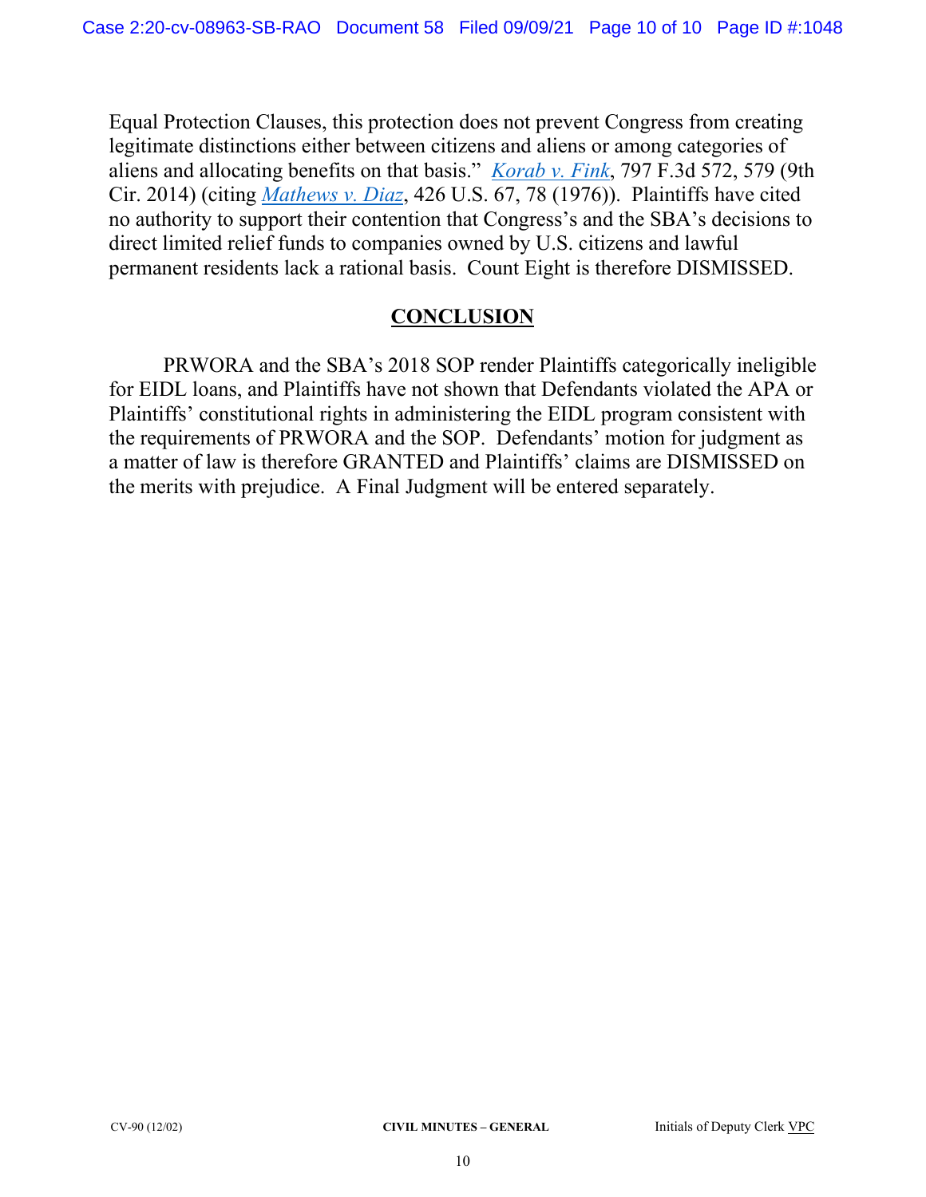Equal Protection Clauses, this protection does not prevent Congress from creating legitimate distinctions either between citizens and aliens or among categories of aliens and allocating benefits on that basis." *Korab v. Fink*, 797 F.3d 572, 579 (9th Cir. 2014) (citing *Mathews v. Diaz*, 426 U.S. 67, 78 (1976)). Plaintiffs have cited no authority to support their contention that Congress's and the SBA's decisions to direct limited relief funds to companies owned by U.S. citizens and lawful permanent residents lack a rational basis. Count Eight is therefore DISMISSED.

## CONCLUSION

PRWORA and the SBA's 2018 SOP render Plaintiffs categorically ineligible for EIDL loans, and Plaintiffs have not shown that Defendants violated the APA or Plaintiffs' constitutional rights in administering the EIDL program consistent with the requirements of PRWORA and the SOP. Defendants' motion for judgment as a matter of law is therefore GRANTED and Plaintiffs' claims are DISMISSED on the merits with prejudice. A Final Judgment will be entered separately.